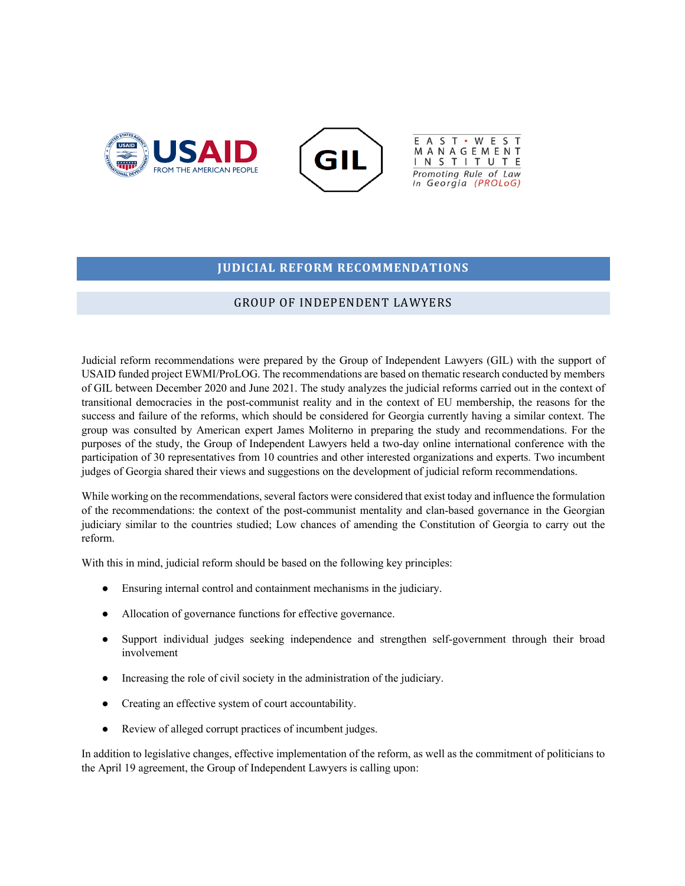# JUDICIAL REFORM RECOMMENDATIONS

## GROUP OF INDEPENDENT LAWYERS

Judicial reform recommendations were prepared by the Group of Independent Lawyers (GIL) with the support of USAID funded project EWMI/ProLOG. The recommendations are based on thematic research conducted by members of GIL between December 2020 and June 2021. The study analyzes the judicial reforms carried out in the context of transitional democracies in the post-communist reality and in the context of EU membership, the reasons for the success and failure of the reforms, which should be considered for Georgia currently having a similar context. The group was consulted by American expert James Moliterno in preparing the study and recommendations. For the purposes of the study, the Group of Independent Lawyers held a two-day online international conference with the participation of 30 representatives from 10 countries and other interested organizations and experts. Two incumbent judges of Georgia shared their views and suggestions on the development of judicial reform recommendations.

While working on the recommendations, several factors were considered that exist today and influence the formulation of the recommendations: the context of the post-communist mentality and clan-based governance in the Georgian judiciary similar to the countries studied; Low chances of amending the Constitution of Georgia to carry out the reform.

With this in mind, judicial reform should be based on the following key principles:

- Ensuring internal control and containment mechanisms in the judiciary.
- Allocation of governance functions for effective governance.
- Support individual judges seeking independence and strengthen self-government through their broad involvement
- Increasing the role of civil society in the administration of the judiciary.
- Creating an effective system of court accountability.
- Review of alleged corrupt practices of incumbent judges.

In addition to legislative changes, effective implementation of the reform, as well as the commitment of politicians to the April 19 agreement, the Group of Independent Lawyers is calling upon: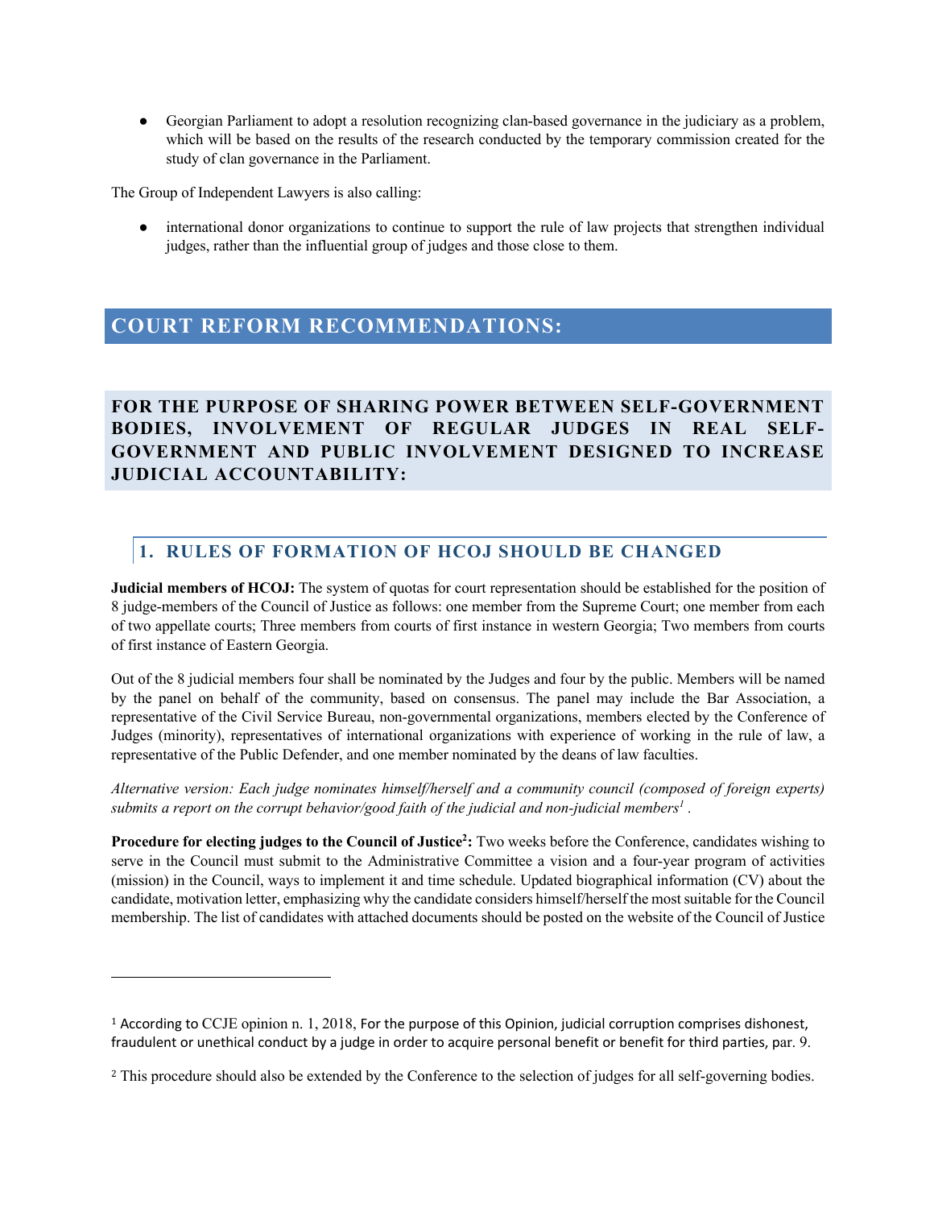- Georgian Parliament to adopt a resolution recognizing clan-based governance in the judiciary as a problem, which will be based on the results of the research conducted by the temporary commission created for the study of clan governance in the Parliament.

The Group of Independent Lawyers is also calling:

- international donor organizations to continue to support the rule of law projects that strengthen individual judges, rather than the influential group of judges and those close to them.

# COURT REFORM RECOMMENDATIONS:

## FOR THE PURPOSE OF SHARING POWER BETWEEN SELF-GOVERNMENT BODIES, INVOLVEMENT OF REGULAR JUDGES IN REAL SELF-GOVERNMENT AND PUBLIC INVOLVEMENT DESIGNED TO INCREASE JUDICIAL ACCOUNTABILITY:

### 1. RULES OF FORMATION OF HCOJ SHOULD BE CHANGED

**Judicial members of HCOJ:** The system of quotas for court representation should be established for the position of 8 judge-members of the Council of Justice as follows: one member from the Supreme Court; one member from each of two appellate courts; Three members from courts of first instance in western Georgia; Two members from courts of first instance of Eastern Georgia.

Out of the 8 judicial members four shall be nominated by the Judges and four by the public. Members will be named by the panel on behalf of the community, based on consensus. The panel may include the Bar Association, a representative of the Civil Service Bureau, non-governmental organizations, members elected by the Conference of Judges (minority), representatives of international organizations with experience of working in the rule of law, a representative of the Public Defender, and one member nominated by the deans of law faculties.

*Alternative version: Each judge nominates himself/herself and a community council (composed of foreign experts) submits a report on the corrupt behavior/good faith of the judicial and non-judicial members*[1] *.*

**Procedure for electing judges to the Council of Justice[2]:** Two weeks before the Conference, candidates wishing to serve in the Council must submit to the Administrative Committee a vision and a four-year program of activities (mission) in the Council, ways to implement it and time schedule. Updated biographical information (CV) about the candidate, motivation letter, emphasizing why the candidate considers himself/herself the most suitable for the Council membership. The list of candidates with attached documents should be posted on the website of the Council of Justice

---

[1] According to CCJE opinion n. 1, 2018, For the purpose of this Opinion, judicial corruption comprises dishonest, fraudulent or unethical conduct by a judge in order to acquire personal benefit or benefit for third parties, par. 9.

[2] This procedure should also be extended by the Conference to the selection of judges for all self-governing bodies.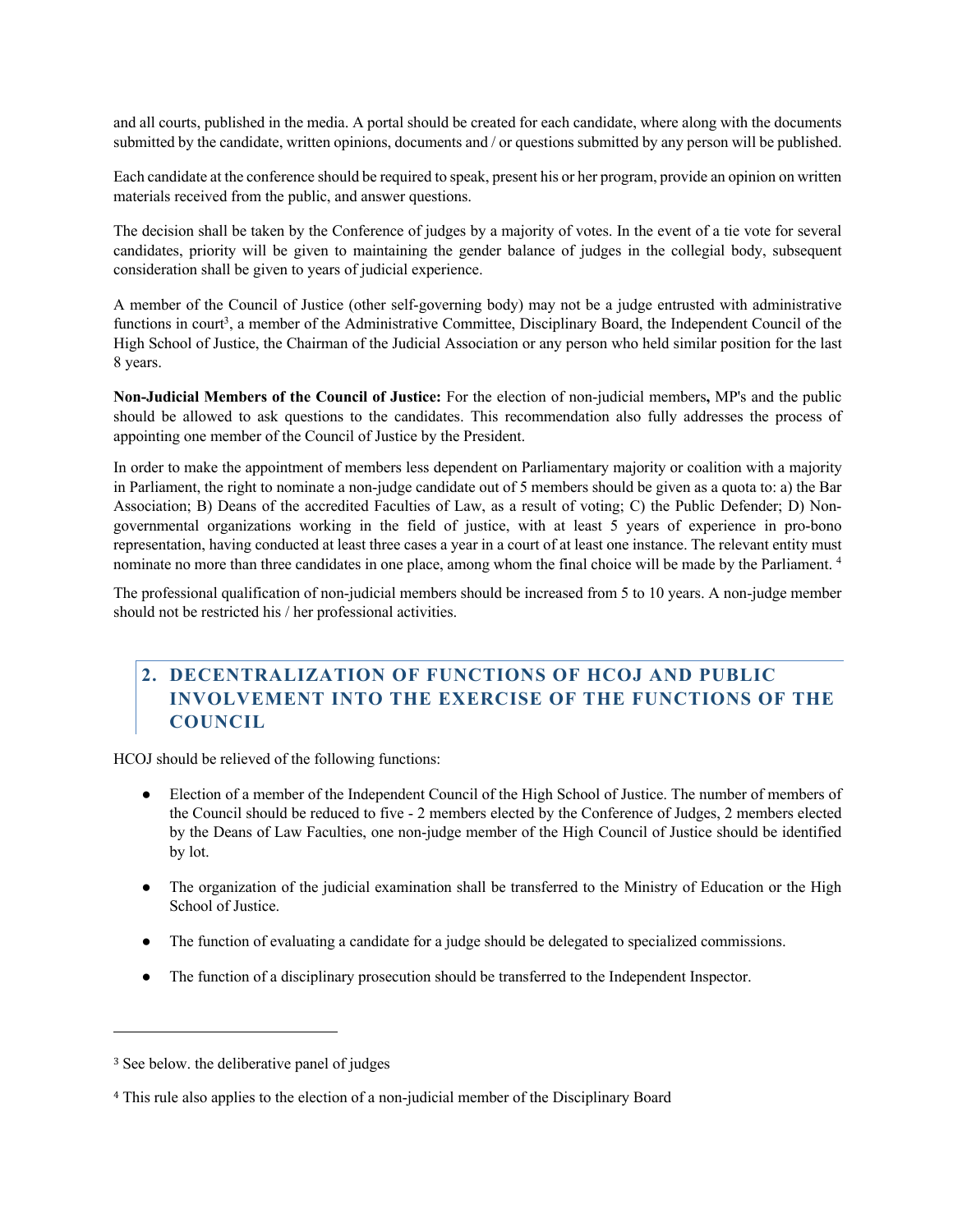and all courts, published in the media. A portal should be created for each candidate, where along with the documents submitted by the candidate, written opinions, documents and / or questions submitted by any person will be published.

Each candidate at the conference should be required to speak, present his or her program, provide an opinion on written materials received from the public, and answer questions.

The decision shall be taken by the Conference of judges by a majority of votes. In the event of a tie vote for several candidates, priority will be given to maintaining the gender balance of judges in the collegial body, subsequent consideration shall be given to years of judicial experience.

A member of the Council of Justice (other self-governing body) may not be a judge entrusted with administrative functions in court[3], a member of the Administrative Committee, Disciplinary Board, the Independent Council of the High School of Justice, the Chairman of the Judicial Association or any person who held similar position for the last 8 years.

**Non-Judicial Members of the Council of Justice:** For the election of non-judicial members**,** MP's and the public should be allowed to ask questions to the candidates. This recommendation also fully addresses the process of appointing one member of the Council of Justice by the President.

In order to make the appointment of members less dependent on Parliamentary majority or coalition with a majority in Parliament, the right to nominate a non-judge candidate out of 5 members should be given as a quota to: a) the Bar Association; B) Deans of the accredited Faculties of Law, as a result of voting; C) the Public Defender; D) Non-governmental organizations working in the field of justice, with at least 5 years of experience in pro-bono representation, having conducted at least three cases a year in a court of at least one instance. The relevant entity must nominate no more than three candidates in one place, among whom the final choice will be made by the Parliament. [4]

The professional qualification of non-judicial members should be increased from 5 to 10 years. A non-judge member should not be restricted his / her professional activities.

## 2. DECENTRALIZATION OF FUNCTIONS OF HCOJ AND PUBLIC INVOLVEMENT INTO THE EXERCISE OF THE FUNCTIONS OF THE COUNCIL

HCOJ should be relieved of the following functions:

- Election of a member of the Independent Council of the High School of Justice. The number of members of the Council should be reduced to five - 2 members elected by the Conference of Judges, 2 members elected by the Deans of Law Faculties, one non-judge member of the High Council of Justice should be identified by lot.
- The organization of the judicial examination shall be transferred to the Ministry of Education or the High School of Justice.
- The function of evaluating a candidate for a judge should be delegated to specialized commissions.
- The function of a disciplinary prosecution should be transferred to the Independent Inspector.

---

[3] See below. the deliberative panel of judges

[4] This rule also applies to the election of a non-judicial member of the Disciplinary Board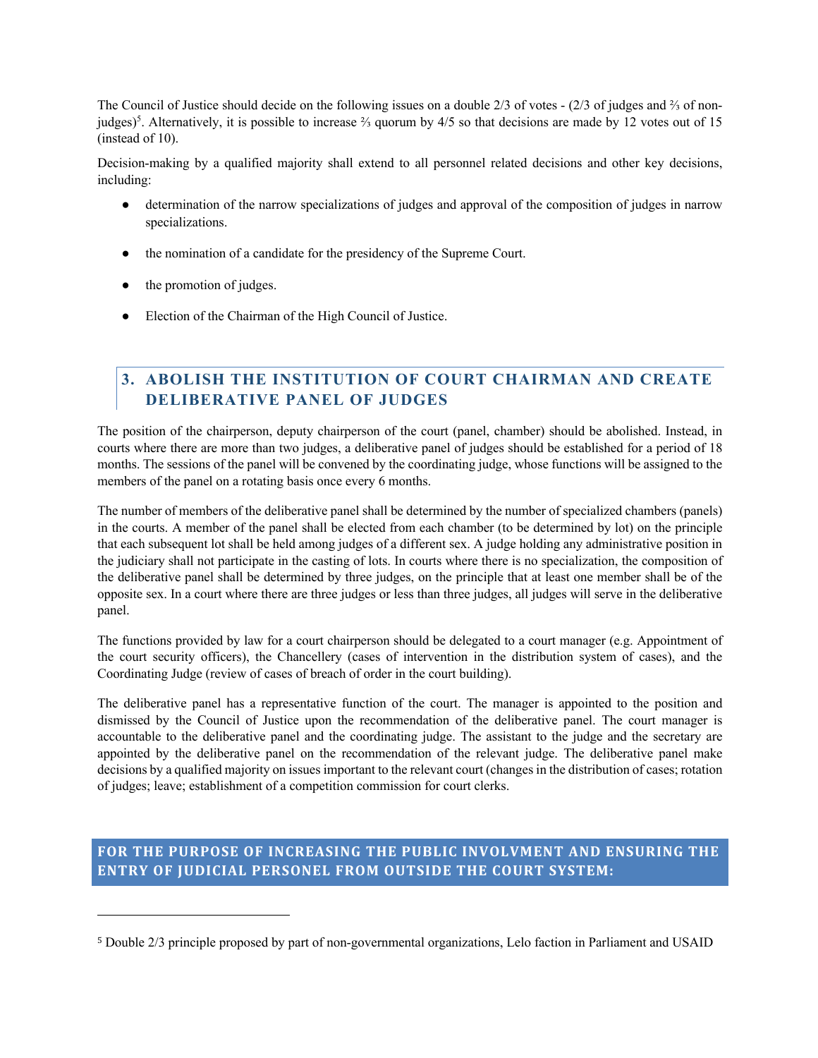The Council of Justice should decide on the following issues on a double 2/3 of votes - (2/3 of judges and ⅔ of non-judges)[5]. Alternatively, it is possible to increase ⅔ quorum by 4/5 so that decisions are made by 12 votes out of 15 (instead of 10).

Decision-making by a qualified majority shall extend to all personnel related decisions and other key decisions, including:

- determination of the narrow specializations of judges and approval of the composition of judges in narrow specializations.
- the nomination of a candidate for the presidency of the Supreme Court.
- the promotion of judges.
- Election of the Chairman of the High Council of Justice.

## 3. ABOLISH THE INSTITUTION OF COURT CHAIRMAN AND CREATE DELIBERATIVE PANEL OF JUDGES

The position of the chairperson, deputy chairperson of the court (panel, chamber) should be abolished. Instead, in courts where there are more than two judges, a deliberative panel of judges should be established for a period of 18 months. The sessions of the panel will be convened by the coordinating judge, whose functions will be assigned to the members of the panel on a rotating basis once every 6 months.

The number of members of the deliberative panel shall be determined by the number of specialized chambers (panels) in the courts. A member of the panel shall be elected from each chamber (to be determined by lot) on the principle that each subsequent lot shall be held among judges of a different sex. A judge holding any administrative position in the judiciary shall not participate in the casting of lots. In courts where there is no specialization, the composition of the deliberative panel shall be determined by three judges, on the principle that at least one member shall be of the opposite sex. In a court where there are three judges or less than three judges, all judges will serve in the deliberative panel.

The functions provided by law for a court chairperson should be delegated to a court manager (e.g. Appointment of the court security officers), the Chancellery (cases of intervention in the distribution system of cases), and the Coordinating Judge (review of cases of breach of order in the court building).

The deliberative panel has a representative function of the court. The manager is appointed to the position and dismissed by the Council of Justice upon the recommendation of the deliberative panel. The court manager is accountable to the deliberative panel and the coordinating judge. The assistant to the judge and the secretary are appointed by the deliberative panel on the recommendation of the relevant judge. The deliberative panel make decisions by a qualified majority on issues important to the relevant court (changes in the distribution of cases; rotation of judges; leave; establishment of a competition commission for court clerks.

## FOR THE PURPOSE OF INCREASING THE PUBLIC INVOLVMENT AND ENSURING THE ENTRY OF JUDICIAL PERSONEL FROM OUTSIDE THE COURT SYSTEM:

---

[5] Double 2/3 principle proposed by part of non-governmental organizations, Lelo faction in Parliament and USAID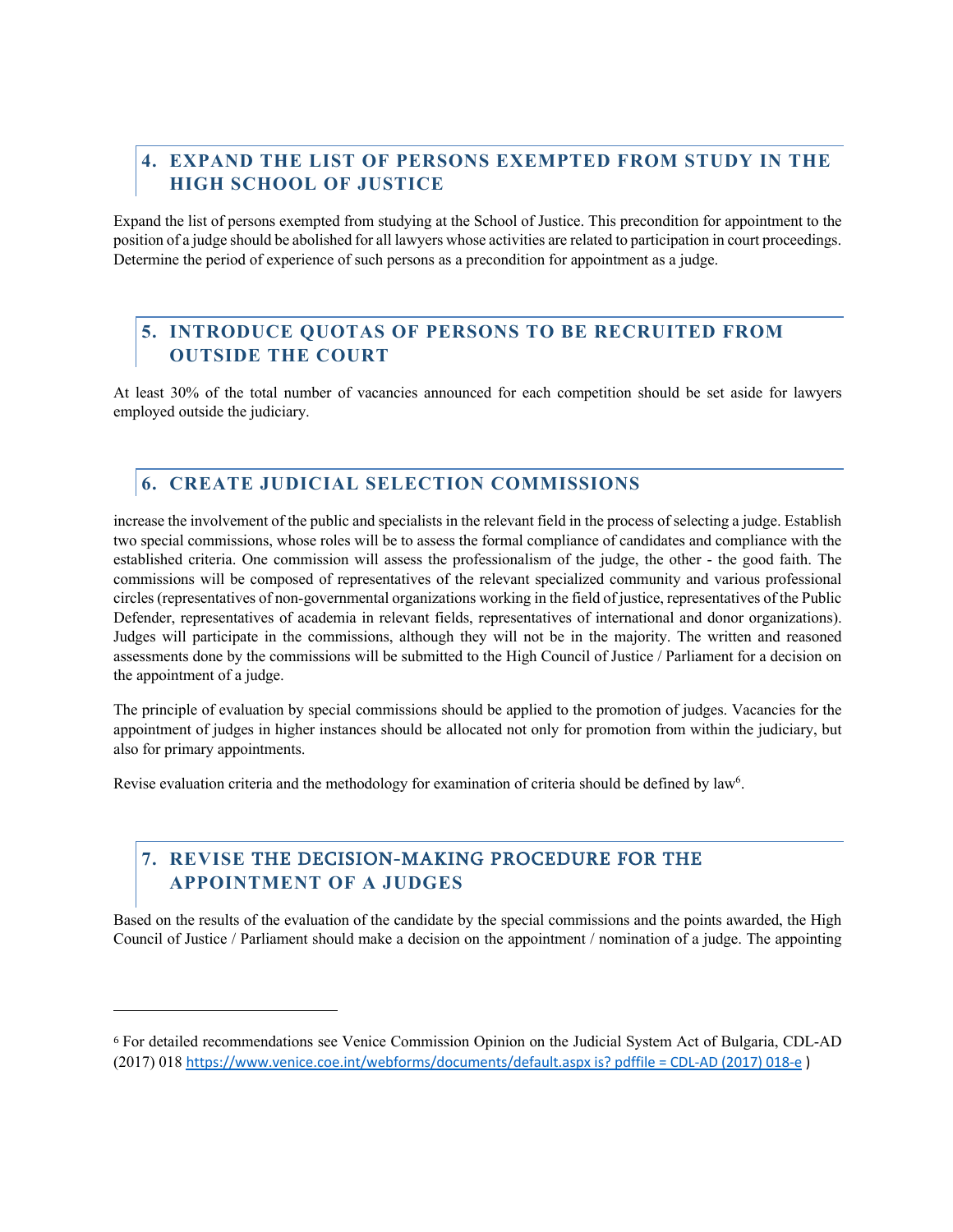## 4. EXPAND THE LIST OF PERSONS EXEMPTED FROM STUDY IN THE HIGH SCHOOL OF JUSTICE

Expand the list of persons exempted from studying at the School of Justice. This precondition for appointment to the position of a judge should be abolished for all lawyers whose activities are related to participation in court proceedings. Determine the period of experience of such persons as a precondition for appointment as a judge.

## 5. INTRODUCE QUOTAS OF PERSONS TO BE RECRUITED FROM OUTSIDE THE COURT

At least 30% of the total number of vacancies announced for each competition should be set aside for lawyers employed outside the judiciary.

## 6. CREATE JUDICIAL SELECTION COMMISSIONS

increase the involvement of the public and specialists in the relevant field in the process of selecting a judge. Establish two special commissions, whose roles will be to assess the formal compliance of candidates and compliance with the established criteria. One commission will assess the professionalism of the judge, the other - the good faith. The commissions will be composed of representatives of the relevant specialized community and various professional circles (representatives of non-governmental organizations working in the field of justice, representatives of the Public Defender, representatives of academia in relevant fields, representatives of international and donor organizations). Judges will participate in the commissions, although they will not be in the majority. The written and reasoned assessments done by the commissions will be submitted to the High Council of Justice / Parliament for a decision on the appointment of a judge.

The principle of evaluation by special commissions should be applied to the promotion of judges. Vacancies for the appointment of judges in higher instances should be allocated not only for promotion from within the judiciary, but also for primary appointments.

Revise evaluation criteria and the methodology for examination of criteria should be defined by law[6].

## 7. REVISE THE DECISION-MAKING PROCEDURE FOR THE APPOINTMENT OF A JUDGES

Based on the results of the evaluation of the candidate by the special commissions and the points awarded, the High Council of Justice / Parliament should make a decision on the appointment / nomination of a judge. The appointing

---

[6] For detailed recommendations see Venice Commission Opinion on the Judicial System Act of Bulgaria, CDL-AD (2017) 018 https://www.venice.coe.int/webforms/documents/default.aspx is? pdffile = CDL-AD (2017) 018-e )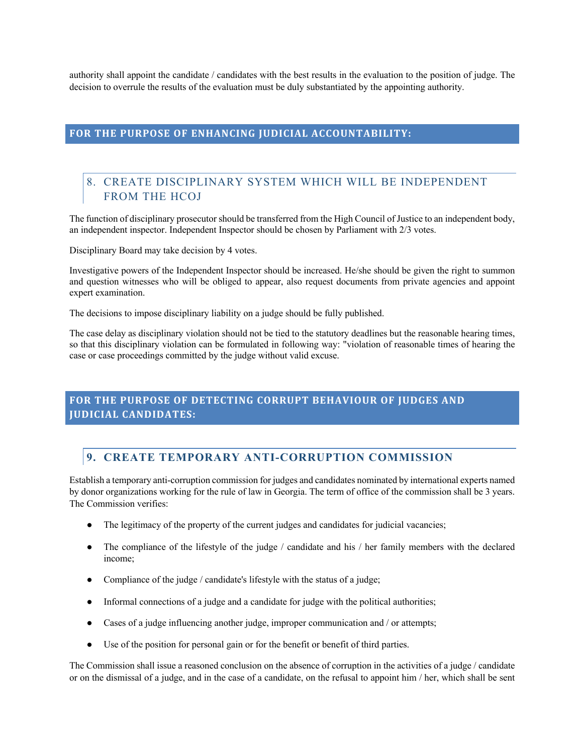authority shall appoint the candidate / candidates with the best results in the evaluation to the position of judge. The decision to overrule the results of the evaluation must be duly substantiated by the appointing authority.

## FOR THE PURPOSE OF ENHANCING JUDICIAL ACCOUNTABILITY:

### 8. CREATE DISCIPLINARY SYSTEM WHICH WILL BE INDEPENDENT FROM THE HCOJ

The function of disciplinary prosecutor should be transferred from the High Council of Justice to an independent body, an independent inspector. Independent Inspector should be chosen by Parliament with 2/3 votes.

Disciplinary Board may take decision by 4 votes.

Investigative powers of the Independent Inspector should be increased. He/she should be given the right to summon and question witnesses who will be obliged to appear, also request documents from private agencies and appoint expert examination.

The decisions to impose disciplinary liability on a judge should be fully published.

The case delay as disciplinary violation should not be tied to the statutory deadlines but the reasonable hearing times, so that this disciplinary violation can be formulated in following way: "violation of reasonable times of hearing the case or case proceedings committed by the judge without valid excuse.

## FOR THE PURPOSE OF DETECTING CORRUPT BEHAVIOUR OF JUDGES AND JUDICIAL CANDIDATES:

### 9. CREATE TEMPORARY ANTI-CORRUPTION COMMISSION

Establish a temporary anti-corruption commission for judges and candidates nominated by international experts named by donor organizations working for the rule of law in Georgia. The term of office of the commission shall be 3 years. The Commission verifies:

- The legitimacy of the property of the current judges and candidates for judicial vacancies;
- The compliance of the lifestyle of the judge / candidate and his / her family members with the declared income;
- Compliance of the judge / candidate's lifestyle with the status of a judge;
- Informal connections of a judge and a candidate for judge with the political authorities;
- Cases of a judge influencing another judge, improper communication and / or attempts;
- Use of the position for personal gain or for the benefit or benefit of third parties.

The Commission shall issue a reasoned conclusion on the absence of corruption in the activities of a judge / candidate or on the dismissal of a judge, and in the case of a candidate, on the refusal to appoint him / her, which shall be sent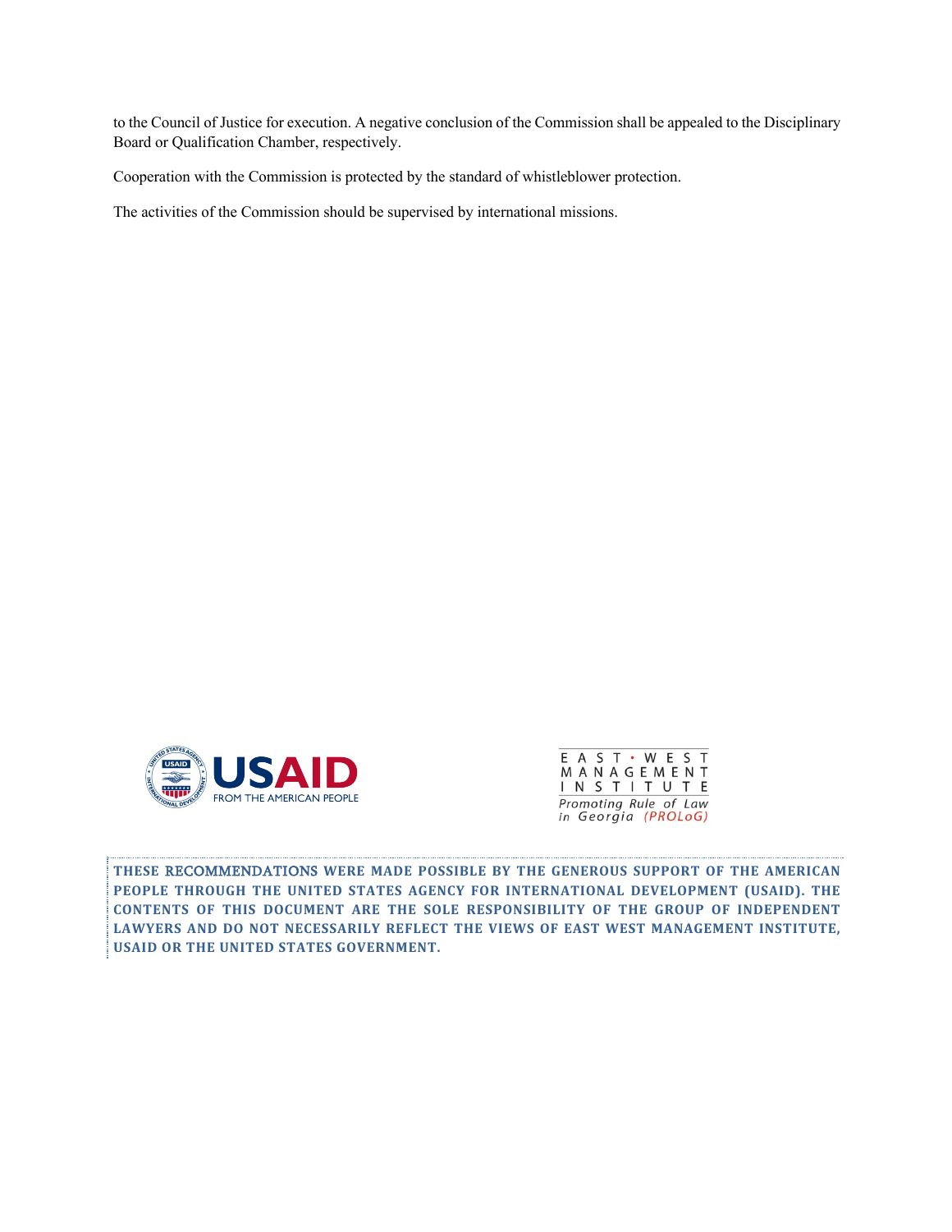to the Council of Justice for execution. A negative conclusion of the Commission shall be appealed to the Disciplinary Board or Qualification Chamber, respectively.

Cooperation with the Commission is protected by the standard of whistleblower protection.

The activities of the Commission should be supervised by international missions.

USAID
FROM THE AMERICAN PEOPLE

EAST • WEST
MANAGEMENT
INSTITUTE
*Promoting Rule of Law in Georgia (PROLoG)*

**THESE RECOMMENDATIONS WERE MADE POSSIBLE BY THE GENEROUS SUPPORT OF THE AMERICAN PEOPLE THROUGH THE UNITED STATES AGENCY FOR INTERNATIONAL DEVELOPMENT (USAID). THE CONTENTS OF THIS DOCUMENT ARE THE SOLE RESPONSIBILITY OF THE GROUP OF INDEPENDENT LAWYERS AND DO NOT NECESSARILY REFLECT THE VIEWS OF EAST WEST MANAGEMENT INSTITUTE, USAID OR THE UNITED STATES GOVERNMENT.**